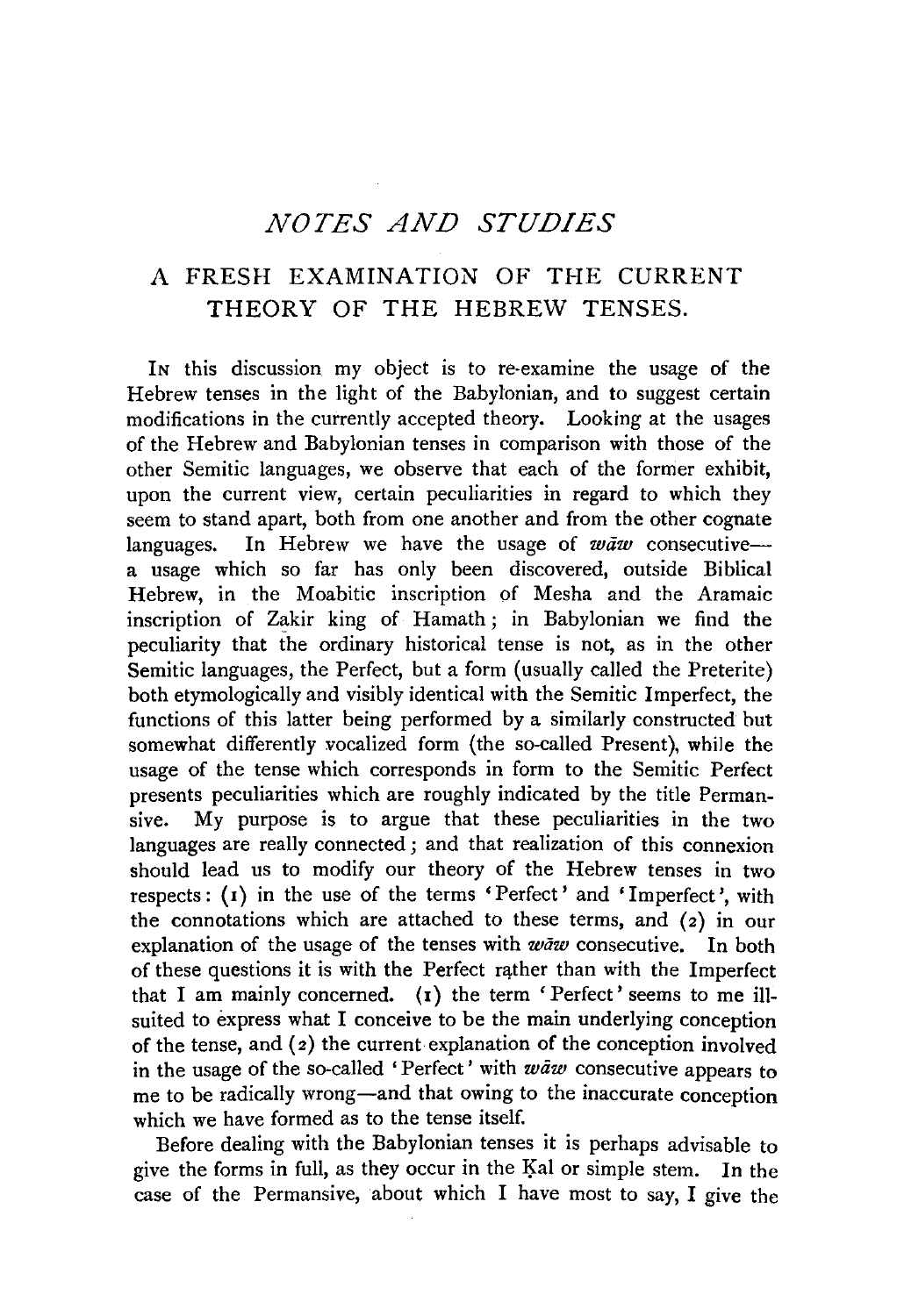# *NOTES AND STUDIES*

## A FRESH EXAMINATION OF THE CURRENT THEORY OF THE HEBREW TENSES.

IN this discussion my object is to re-examine the usage of the Hebrew tenses in the light of the Babylonian, and to suggest certain modifications in the currently accepted theory. Looking at the usages of the Hebrew and Babylonian tenses in comparison with those of the other Semitic languages, we observe that each of the former exhibit, upon the current view, certain peculiarities in regard to which they seem to stand apart, both from one another and from the other cognate languages. In Hebrew we have the usage of *wāw* consecutive—a usage which so far has only been discovered, outside Biblical Hebrew, in the Moabitic inscription of Mesha and the Aramaic inscription of Zakir king of Hamath; in Babylonian we find the peculiarity that the ordinary historical tense is not, as in the other Semitic languages, the Perfect, but a form (usually called the Preterite) both etymologically and visibly identical with the Semitic Imperfect, the functions of this latter being performed by a similarly constructed but somewhat differently vocalized form (the so-called Present), while the usage of the tense which corresponds in form to the Semitic Perfect presents peculiarities which are roughly indicated by the title Permansive. My purpose is to argue that these peculiarities in the two languages are really connected; and that realization of this connexion should lead us to modify our theory of the Hebrew tenses in two respects: (1) in the use of the terms 'Perfect' and 'Imperfect', with the connotations which are attached to these terms, and (2) in our explanation of the usage of the tenses with *wāw* consecutive. In both of these questions it is with the Perfect rather than with the Imperfect that I am mainly concerned. (1) the term 'Perfect' seems to me ill-suited to express what I conceive to be the main underlying conception of the tense, and (2) the current explanation of the conception involved in the usage of the so-called 'Perfect' with *wāw* consecutive appears to me to be radically wrong—and that owing to the inaccurate conception which we have formed as to the tense itself.

Before dealing with the Babylonian tenses it is perhaps advisable to give the forms in full, as they occur in the Ḳal or simple stem. In the case of the Permansive, about which I have most to say, I give the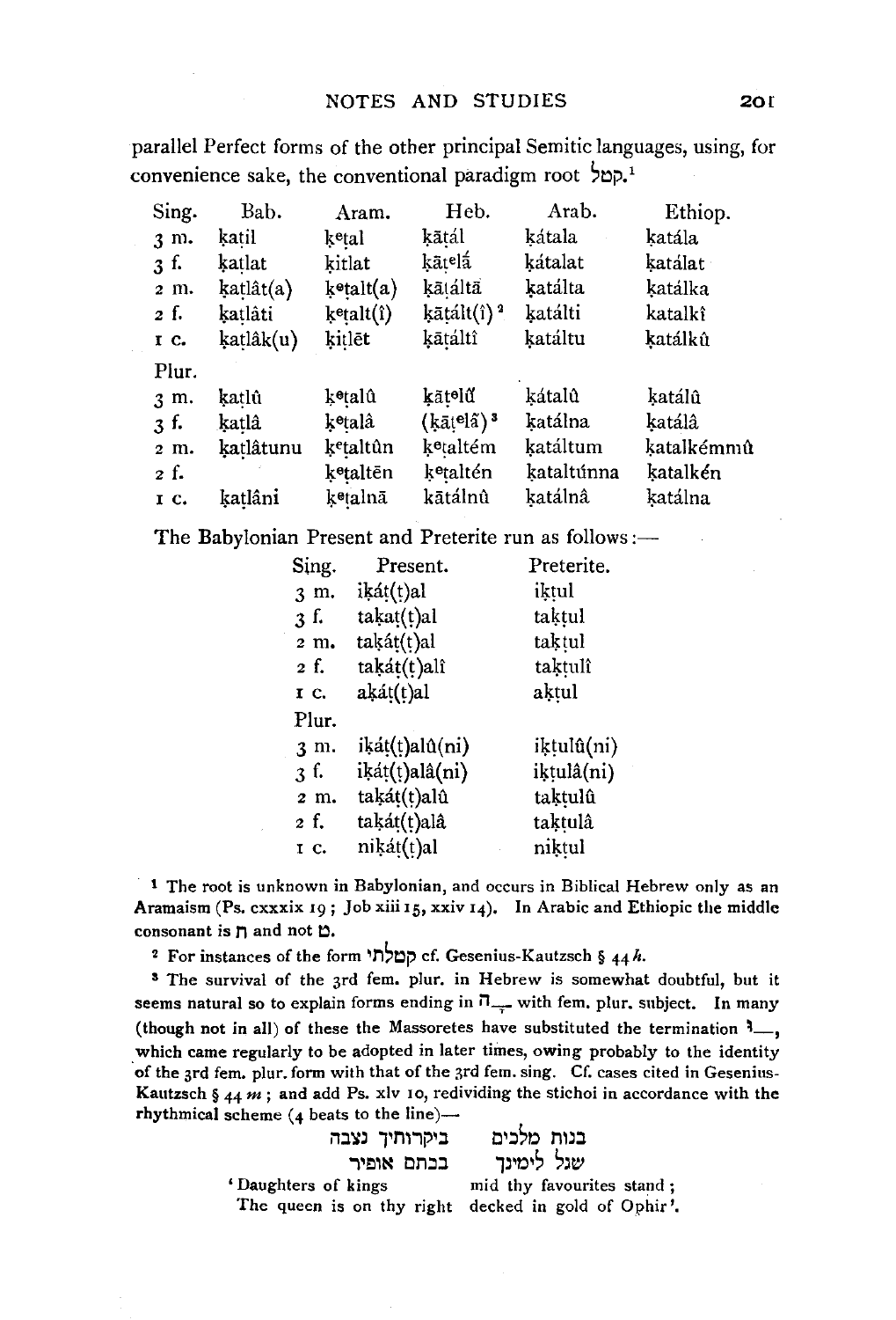parallel Perfect forms of the other principal Semitic languages, using, for convenience sake, the conventional paradigm root קטל.[1]

| Sing. | Bab. | Aram. | Heb. | Arab. | Ethiop. |
|---|---|---|---|---|---|
| 3 m. | ḳaṭil | kᵉṭal | ḳāṭál | ḳátala | ḳatála |
| 3 f. | ḳaṭlat | ḳiṭlat | ḳāṭᵉlā́ | ḳátalat | ḳatálat |
| 2 m. | ḳaṭlât(a) | kᵉṭalt(a) | ḳāṭáltā | ḳatálta | ḳatálka |
| 2 f. | ḳaṭlâti | kᵉṭalt(î) | ḳāṭált(î)[2] | ḳatálti | katalkî |
| 1 c. | ḳaṭlâk(u) | ḳiṭlēt | ḳāṭáltî | ḳatáltu | ḳatálkû |
| Plur. | | | | | |
| 3 m. | ḳaṭlû | kᵉṭalû | ḳāṭᵉlū́ | ḳátalû | ḳatálû |
| 3 f. | ḳaṭlâ | ḳᵉṭalâ | (ḳāṭᵉlā́)[3] | ḳatálna | ḳatálâ |
| 2 m. | ḳaṭlâtunu | ḳᵉṭaltûn | ḳᵉṭaltém | ḳatáltum | ḳatalkémmû |
| 2 f. | | kᵉṭaltēn | ḳᵉṭaltén | ḳataltúnna | ḳatalkén |
| 1 c. | ḳaṭlâni | ḳᵉṭalnā | kāṭálnû | ḳatálnâ | ḳatálna |

The Babylonian Present and Preterite run as follows:—

| Sing. | Present. | Preterite. |
|---|---|---|
| 3 m. | iḳát(t)al | iḳtul |
| 3 f. | taḳaṭ(ṭ)al | taḳtul |
| 2 m. | taḳáṭ(ṭ)al | taḳtul |
| 2 f. | taḳáṭ(ṭ)alî | taḳtulî |
| 1 c. | aḳáṭ(ṭ)al | aḳtul |
| Plur. | | |
| 3 m. | iḳáṭ(ṭ)alû(ni) | iḳtulû(ni) |
| 3 f. | iḳáṭ(ṭ)alâ(ni) | iḳtulâ(ni) |
| 2 m. | taḳáṭ(ṭ)alû | taḳtulû |
| 2 f. | taḳáṭ(ṭ)alâ | taḳtulâ |
| 1 c. | niḳáṭ(ṭ)al | niḳtul |

[1] The root is unknown in Babylonian, and occurs in Biblical Hebrew only as an Aramaism (Ps. cxxxix 19; Job xiii 15, xxiv 14). In Arabic and Ethiopic the middle consonant is ת and not ט.

[2] For instances of the form קטלתי cf. Gesenius-Kautzsch § 44 *h*.

[3] The survival of the 3rd fem. plur. in Hebrew is somewhat doubtful, but it seems natural so to explain forms ending in ָה with fem. plur. subject. In many (though not in all) of these the Massoretes have substituted the termination ּו, which came regularly to be adopted in later times, owing probably to the identity of the 3rd fem. plur. form with that of the 3rd fem. sing. Cf. cases cited in Gesenius-Kautzsch § 44 *m*; and add Ps. xlv 10, redividing the stichoi in accordance with the rhythmical scheme (4 beats to the line)—

בנות מלכים ביקרותיך נצבה
שגל לימינך בכתם אופיר

'Daughters of kings mid thy favourites stand;
The queen is on thy right decked in gold of Ophir'.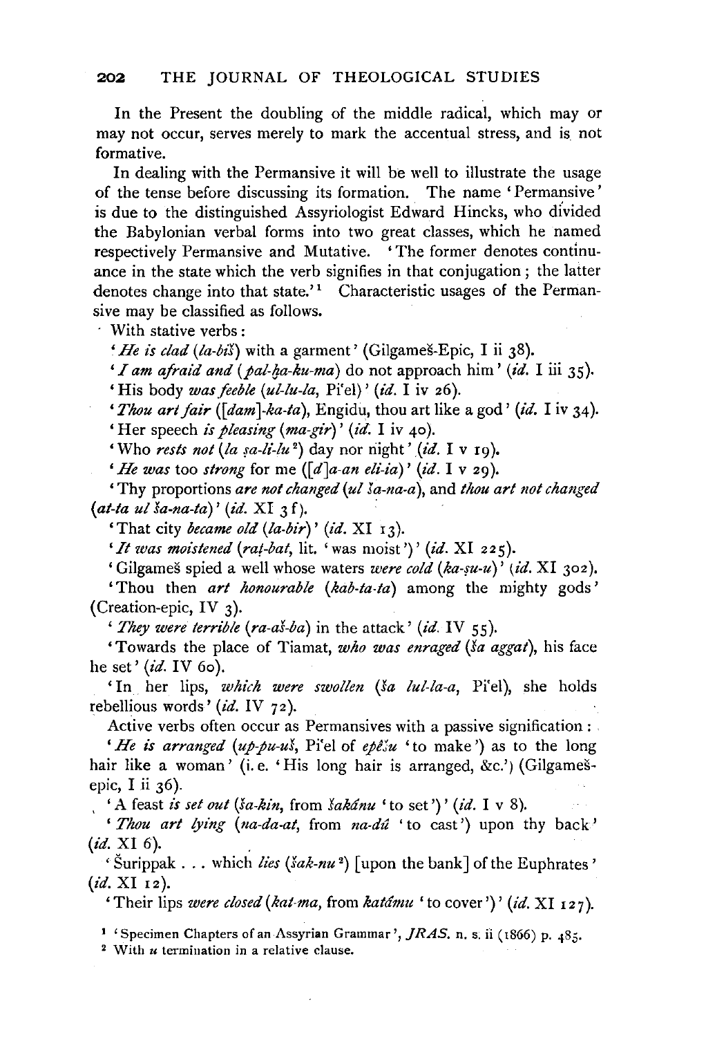In the Present the doubling of the middle radical, which may or may not occur, serves merely to mark the accentual stress, and is not formative.

In dealing with the Permansive it will be well to illustrate the usage of the tense before discussing its formation. The name 'Permansive' is due to the distinguished Assyriologist Edward Hincks, who divided the Babylonian verbal forms into two great classes, which he named respectively Permansive and Mutative. 'The former denotes continuance in the state which the verb signifies in that conjugation; the latter denotes change into that state.'[1] Characteristic usages of the Permansive may be classified as follows.

With stative verbs:

'*He is clad* (*la-biš*) with a garment' (Gilgameš-Epic, I ii 38).

'*I am afraid and* (*pal-ḫa-ku-ma*) do not approach him' (*id.* I iii 35).

'His body *was feeble* (*ul-lu-la*, Pi'el)' (*id.* I iv 26).

'*Thou art fair* ([*dam*]-*ka-ta*), Engidu, thou art like a god' (*id.* I iv 34).

'Her speech *is pleasing* (*ma-gir*)' (*id.* I iv 40).

'Who *rests not* (*la ṣa-li-lu*[2]) day nor night' (*id.* I v 19).

'*He was* too *strong* for me ([*d*]*a-an eli-ia*)' (*id.* I v 29).

'Thy proportions *are not changed* (*ul ša-na-a*), and *thou art not changed* (*at-ta ul ša-na-ta*)' (*id.* XI 3 f).

'That city *became old* (*la-bir*)' (*id.* XI 13).

'*It was moistened* (*raṭ-bat*, lit. 'was moist')' (*id.* XI 225).

'Gilgameš spied a well whose waters *were cold* (*ka-ṣu-u*)' (*id.* XI 302).

'Thou then *art honourable* (*kab-ta-ta*) among the mighty gods' (Creation-epic, IV 3).

'*They were terrible* (*ra-aš-ba*) in the attack' (*id.* IV 55).

'Towards the place of Tiamat, *who was enraged* (*ša aggat*), his face he set' (*id.* IV 60).

'In her lips, *which were swollen* (*ša lul-la-a*, Pi'el), she holds rebellious words' (*id.* IV 72).

Active verbs often occur as Permansives with a passive signification:

'*He is arranged* (*up-pu-uš*, Pi'el of *epêšu* 'to make') as to the long hair like a woman' (i. e. 'His long hair is arranged, &c.') (Gilgameš-epic, I ii 36).

'A feast *is set out* (*ša-kin*, from *šakânu* 'to set')' (*id.* I v 8).

'*Thou art lying* (*na-da-at*, from *na-dû* 'to cast') upon thy back' (*id.* XI 6).

'Šurippak ... which *lies* (*šak-nu*[2]) [upon the bank] of the Euphrates' (*id.* XI 12).

'Their lips *were closed* (*kat-ma*, from *katâmu* 'to cover')' (*id.* XI 127).

[1] 'Specimen Chapters of an Assyrian Grammar', *JRAS.* n. s. ii (1866) p. 485.

[2] With *u* termination in a relative clause.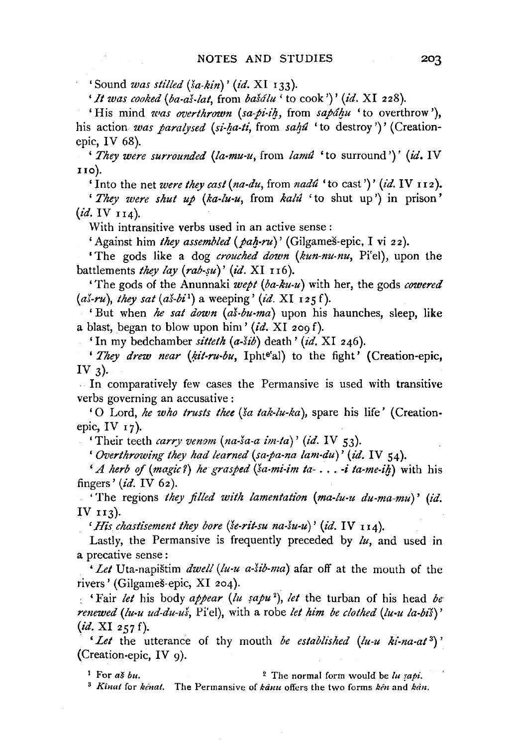'Sound *was stilled* (*ša-kin*)' (*id.* XI 133).

'*It was cooked* (*ba-aš-lat*, from *bašâlu* 'to cook')' (*id.* XI 228).

'His mind *was overthrown* (*sa-pi-iḫ*, from *sapâḫu* 'to overthrow'), his action *was paralysed* (*si-ḫa-ti*, from *saḫû* 'to destroy')' (Creation-epic, IV 68).

'*They were surrounded* (*la-mu-u*, from *lamû* 'to surround')' (*id.* IV 110).

'Into the net *were they cast* (*na-du*, from *nadû* 'to cast')' (*id.* IV 112).

'*They were shut up* (*ka-lu-u*, from *kalû* 'to shut up') in prison' (*id.* IV 114).

With intransitive verbs used in an active sense:

'Against him *they assembled* (*paḫ-ru*)' (Gilgameš-epic, I vi 22).

'The gods like a dog *crouched down* (*kun-nu-nu*, Pi'el), upon the battlements *they lay* (*rab-ṣu*)' (*id.* XI 116).

'The gods of the Anunnaki *wept* (*ba-ku-u*) with her, the gods *cowered* (*aš-ru*), *they sat* (*aš-bi*[1]) a weeping' (*id.* XI 125 f).

'But when *he sat down* (*aš-bu-ma*) upon his haunches, sleep, like a blast, began to blow upon him' (*id.* XI 209 f).

'In my bedchamber *sitteth* (*a-šib*) death' (*id.* XI 246).

'*They drew near* (*ḳit-ru-bu*, Iphte'al) to the fight' (Creation-epic, IV 3).

In comparatively few cases the Permansive is used with transitive verbs governing an accusative:

'O Lord, *he who trusts thee* (*ša tak-lu-ka*), spare his life' (Creation-epic, IV 17).

'Their teeth *carry venom* (*na-ša-a im-ta*)' (*id.* IV 53).

'*Overthrowing they had learned* (*sa-pa-na lam-du*)' (*id.* IV 54).

'*A herb of* (*magic?*) *he grasped* (*ša-mi-im ta- . . . -i ta-me-iḫ*) with his fingers' (*id.* IV 62).

'The regions *they filled with lamentation* (*ma-lu-u du-ma-mu*)' (*id.* IV 113).

'*His chastisement they bore* (*še-rit-su na-šu-u*)' (*id.* IV 114).

Lastly, the Permansive is frequently preceded by *lu*, and used in a precative sense:

'*Let* Uta-napištim *dwell* (*lu-u a-šib-ma*) afar off at the mouth of the rivers' (Gilgameš-epic, XI 204).

'Fair *let* his body *appear* (*lu ṣapu*[2]), *let* the turban of his head *be renewed* (*lu-u ud-du-uš*, Pi'el), with a robe *let him be clothed* (*lu-u la-biš*)' (*id.* XI 257 f).

'*Let* the utterance of thy mouth *be established* (*lu-u ki-na-at*[3])' (Creation-epic, IV 9).

[1] For *aš bu*.

[2] The normal form would be *lu ṣapi*.

[3] *Kinat* for *kênat*. The Permansive of *kânu* offers the two forms *kên* and *kân*.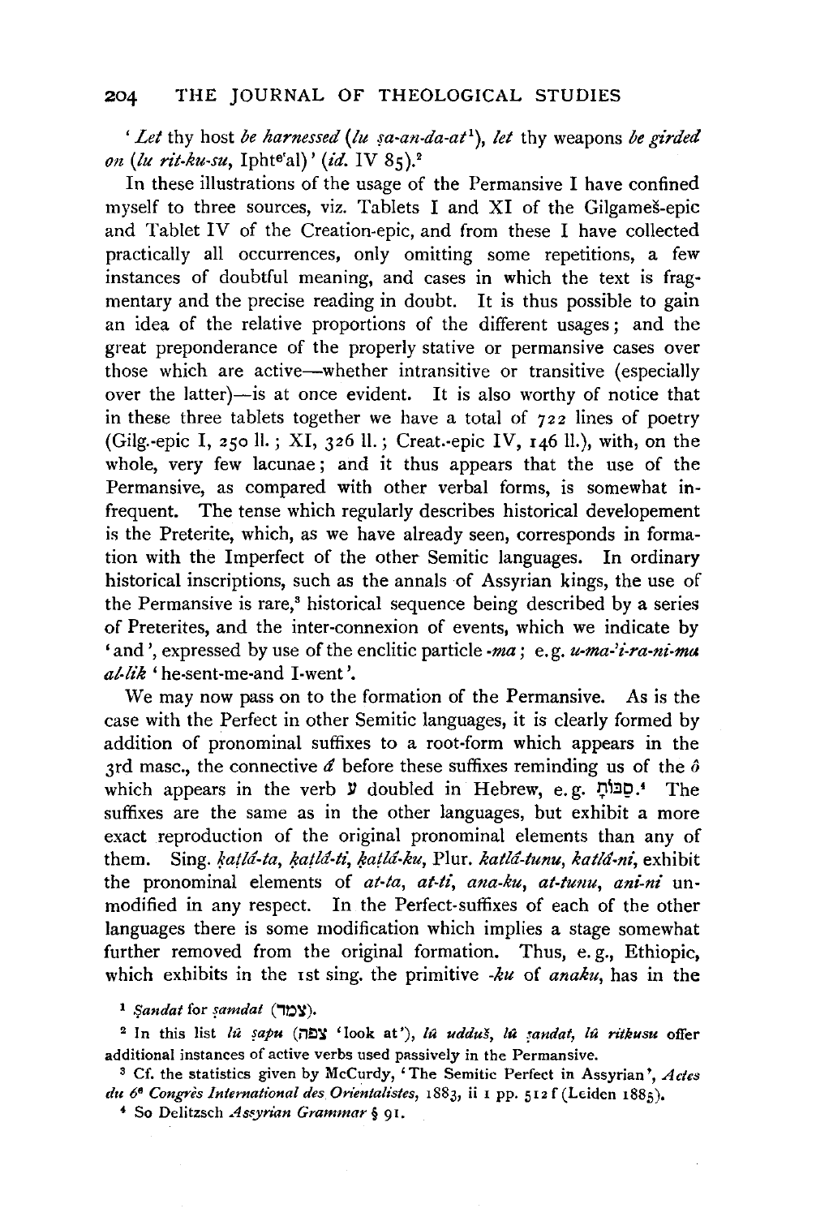'*Let* thy host *be harnessed* (*lu ṣa-an-da-at*[1]), *let* thy weapons *be girded on* (*lu rit-ku-su*, Iphteʿal)' (*id.* IV 85).[2]

In these illustrations of the usage of the Permansive I have confined myself to three sources, viz. Tablets I and XI of the Gilgameš-epic and Tablet IV of the Creation-epic, and from these I have collected practically all occurrences, only omitting some repetitions, a few instances of doubtful meaning, and cases in which the text is fragmentary and the precise reading in doubt. It is thus possible to gain an idea of the relative proportions of the different usages; and the great preponderance of the properly stative or permansive cases over those which are active—whether intransitive or transitive (especially over the latter)—is at once evident. It is also worthy of notice that in these three tablets together we have a total of 722 lines of poetry (Gilg.-epic I, 250 ll.; XI, 326 ll.; Creat.-epic IV, 146 ll.), with, on the whole, very few lacunae; and it thus appears that the use of the Permansive, as compared with other verbal forms, is somewhat infrequent. The tense which regularly describes historical developement is the Preterite, which, as we have already seen, corresponds in formation with the Imperfect of the other Semitic languages. In ordinary historical inscriptions, such as the annals of Assyrian kings, the use of the Permansive is rare,[3] historical sequence being described by a series of Preterites, and the inter-connexion of events, which we indicate by 'and', expressed by use of the enclitic particle *-ma*; e.g. *u-ma-'i-ra-ni-ma al-lik* 'he-sent-me-and I-went'.

We may now pass on to the formation of the Permansive. As is the case with the Perfect in other Semitic languages, it is clearly formed by addition of pronominal suffixes to a root-form which appears in the 3rd masc., the connective *â* before these suffixes reminding us of the *ô* which appears in the verb ע doubled in Hebrew, e.g. סַבּוֹתָ.[4] The suffixes are the same as in the other languages, but exhibit a more exact reproduction of the original pronominal elements than any of them. Sing. *ḳatlâ-ta*, *ḳatlâ-ti*, *ḳatlâ-ku*, Plur. *katlâ-tunu*, *katlâ-ni*, exhibit the pronominal elements of *at-ta*, *at-ti*, *ana-ku*, *at-tunu*, *ani-ni* unmodified in any respect. In the Perfect-suffixes of each of the other languages there is some modification which implies a stage somewhat further removed from the original formation. Thus, e.g., Ethiopic, which exhibits in the 1st sing. the primitive *-ku* of *anaku*, has in the

---

[1] *Ṣandat* for *ṣamdat* (צמד).

[2] In this list *lû ṣapu* (צפה 'look at'), *lû udduš*, *lû ṣandat*, *lû ritkusu* offer additional instances of active verbs used passively in the Permansive.

[3] Cf. the statistics given by McCurdy, 'The Semitic Perfect in Assyrian', *Actes du 6e Congrès International des Orientalistes*, 1883, ii 1 pp. 512 f (Leiden 1885).

[4] So Delitzsch *Assyrian Grammar* § 91.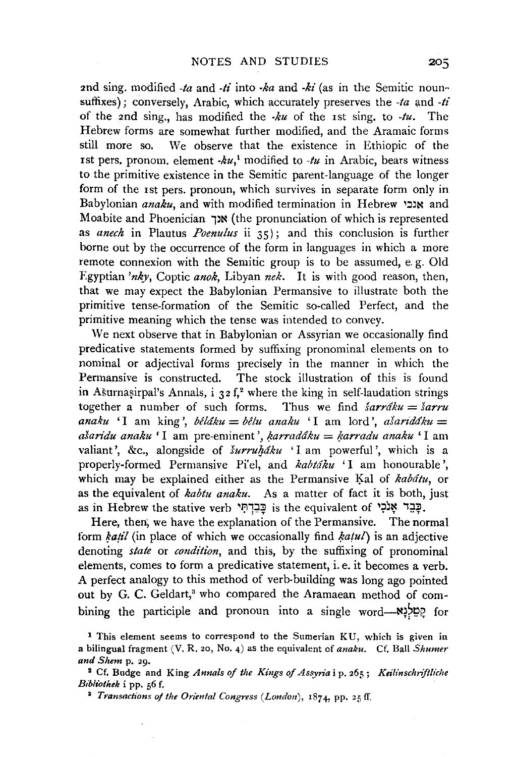2nd sing. modified *-ta* and *-ti* into *-ka* and *-ki* (as in the Semitic noun-suffixes); conversely, Arabic, which accurately preserves the *-ta* and *-ti* of the 2nd sing., has modified the *-ku* of the 1st sing. to *-tu*. The Hebrew forms are somewhat further modified, and the Aramaic forms still more so. We observe that the existence in Ethiopic of the 1st pers. pronom. element *-ku*,[1] modified to *-tu* in Arabic, bears witness to the primitive existence in the Semitic parent-language of the longer form of the 1st pers. pronoun, which survives in separate form only in Babylonian *anaku*, and with modified termination in Hebrew אנכי and Moabite and Phoenician אנך (the pronunciation of which is represented as *anech* in Plautus *Poenulus* ii 35); and this conclusion is further borne out by the occurrence of the form in languages in which a more remote connexion with the Semitic group is to be assumed, e.g. Old Egyptian *'nky*, Coptic *anok*, Libyan *nek*. It is with good reason, then, that we may expect the Babylonian Permansive to illustrate both the primitive tense-formation of the Semitic so-called Perfect, and the primitive meaning which the tense was intended to convey.

We next observe that in Babylonian or Assyrian we occasionally find predicative statements formed by suffixing pronominal elements on to nominal or adjectival forms precisely in the manner in which the Permansive is constructed. The stock illustration of this is found in Ašurnaṣirpal's Annals, i 32 f,[2] where the king in self-laudation strings together a number of such forms. Thus we find *šarrâku* = *šarru anaku* 'I am king', *bêlâku* = *bêlu anaku* 'I am lord', *ašaridâku* = *ašaridu anaku* 'I am pre-eminent', *ḳarradâku* = *ḳarradu anaku* 'I am valiant', &c., alongside of *šurruḫâku* 'I am powerful', which is a properly-formed Permansive Pi'el, and *kabtâku* 'I am honourable', which may be explained either as the Permansive Ḳal of *kabâtu*, or as the equivalent of *kabtu anaku*. As a matter of fact it is both, just as in Hebrew the stative verb כָּבַדְתִּי is the equivalent of כָּבֵד אָנֹכִי.

Here, then, we have the explanation of the Permansive. The normal form *ḳaṭil* (in place of which we occasionally find *ḳaṭul*) is an adjective denoting *state* or *condition*, and this, by the suffixing of pronominal elements, comes to form a predicative statement, i. e. it becomes a verb. A perfect analogy to this method of verb-building was long ago pointed out by G. C. Geldart,[3] who compared the Aramaean method of combining the participle and pronoun into a single word—קָטְלְנָא for

[1] This element seems to correspond to the Sumerian KU, which is given in a bilingual fragment (V. R. 20, No. 4) as the equivalent of *anaku*. Cf. Ball *Shumer and Shem* p. 29.

[2] Cf. Budge and King *Annals of the Kings of Assyria* i p. 265; *Keilinschriftliche Bibliothek* i pp. 56 f.

[3] *Transactions of the Oriental Congress (London)*, 1874, pp. 25 ff.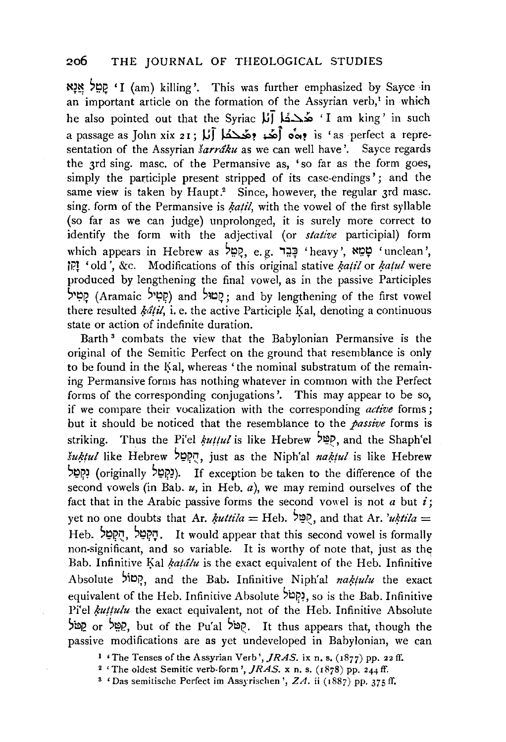קָטֵל אֲנָא 'I (am) killing'. This was further emphasized by Sayce in an important article on the formation of the Assyrian verb,[1] in which he also pointed out that the Syriac ܡܰܠܟܳܐ ܐ̱ܢܳܐ 'I am king' in such a passage as John xix 21; ܕܗܽܘ ܐܶܡܰܪ ܕܡܰܠܟܳܐ ܐ̱ܢܳܐ is 'as perfect a representation of the Assyrian *šarrâku* as we can well have'. Sayce regards the 3rd sing. masc. of the Permansive as, 'so far as the form goes, simply the participle present stripped of its case-endings'; and the same view is taken by Haupt.[2] Since, however, the regular 3rd masc. sing. form of the Permansive is *ḳatil*, with the vowel of the first syllable (so far as we can judge) unprolonged, it is surely more correct to identify the form with the adjectival (or *stative* participial) form which appears in Hebrew as קָטֵל, e.g. כָּבֵד 'heavy', טָמֵא 'unclean', זָקֵן 'old', &c. Modifications of this original stative *ḳatil* or *ḳatul* were produced by lengthening the final vowel, as in the passive Participles קָטִיל (Aramaic קְטִיל) and קָטוּל; and by lengthening of the first vowel there resulted *ḳâtil*, i.e. the active Participle Ḳal, denoting a continuous state or action of indefinite duration.

Barth[3] combats the view that the Babylonian Permansive is the original of the Semitic Perfect on the ground that resemblance is only to be found in the Ḳal, whereas 'the nominal substratum of the remaining Permansive forms has nothing whatever in common with the Perfect forms of the corresponding conjugations'. This may appear to be so, if we compare their vocalization with the corresponding *active* forms; but it should be noticed that the resemblance to the *passive* forms is striking. Thus the Pi'el *kuttul* is like Hebrew קֻטַּל, and the Shaph'el *šuktul* like Hebrew הָקְטַל, just as the Niph'al *naktul* is like Hebrew נִקְטַל (originally נַקְטַל). If exception be taken to the difference of the second vowels (in Bab. *u*, in Heb. *a*), we may remind ourselves of the fact that in the Arabic passive forms the second vowel is not *a* but *i*; yet no one doubts that Ar. *ḳuttila* = Heb. קֻטַּל, and that Ar. *'uktila* = Heb. הָקְטַל, הֻקְטַל. It would appear that this second vowel is formally non-significant, and so variable. It is worthy of note that, just as the Bab. Infinitive Ḳal *ḳatâlu* is the exact equivalent of the Heb. Infinitive Absolute קָטוֹל, and the Bab. Infinitive Niph'al *naḳṭulu* the exact equivalent of the Heb. Infinitive Absolute נִקְטֹל, so is the Bab. Infinitive Pi'el *ḳuṭṭulu* the exact equivalent, not of the Heb. Infinitive Absolute קַטֹּל or קַטֵּל, but of the Pu'al קֻטֹּל. It thus appears that, though the passive modifications are as yet undeveloped in Babylonian, we can

[1] 'The Tenses of the Assyrian Verb', *JRAS.* ix n. s. (1877) pp. 22 ff.

[2] 'The oldest Semitic verb-form', *JRAS.* x n. s. (1878) pp. 244 ff.

[3] 'Das semitische Perfect im Assyrischen', *ZA.* ii (1887) pp. 375 ff.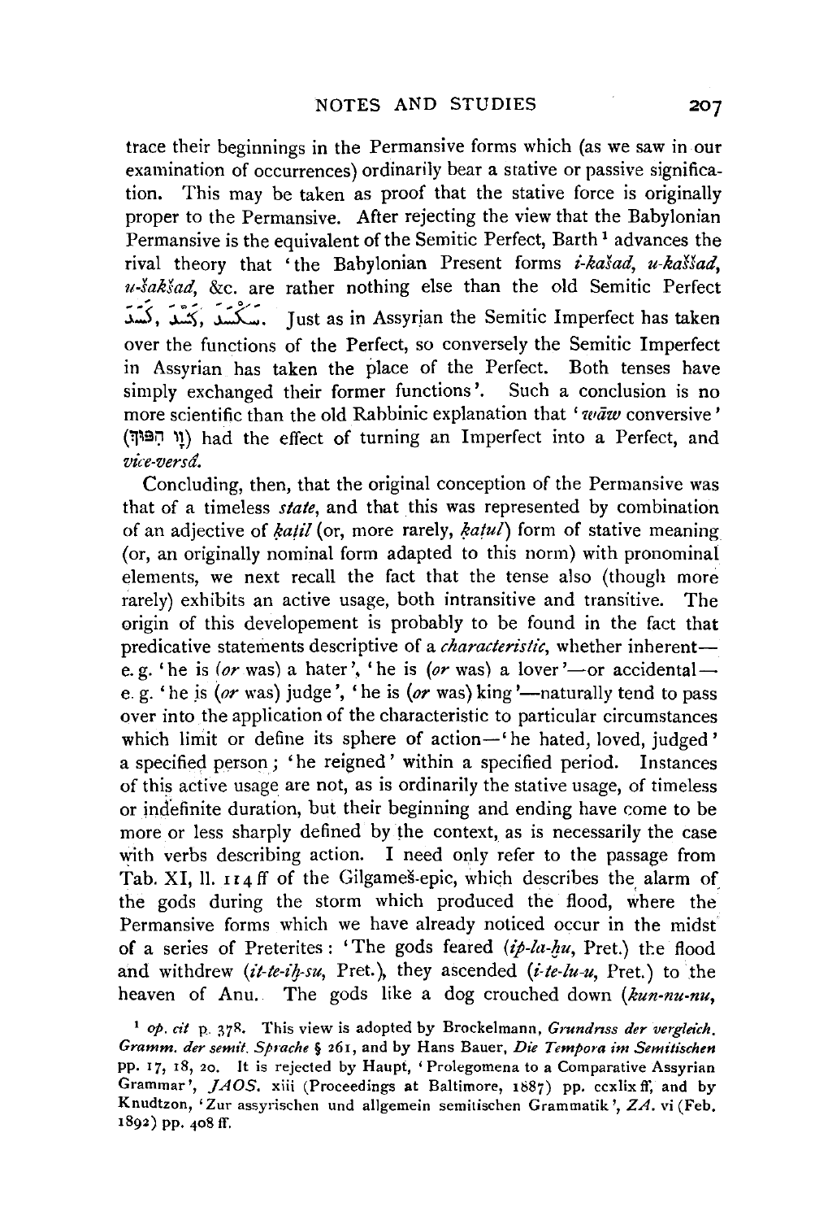trace their beginnings in the Permansive forms which (as we saw in our examination of occurrences) ordinarily bear a stative or passive signification. This may be taken as proof that the stative force is originally proper to the Permansive. After rejecting the view that the Babylonian Permansive is the equivalent of the Semitic Perfect, Barth[1] advances the rival theory that 'the Babylonian Present forms *i-kašad*, *u-kaššad*, *u-šakšad*, &c. are rather nothing else than the old Semitic Perfect قَتَلَ, كَسَّدَ, كَسَدَ. Just as in Assyrian the Semitic Imperfect has taken over the functions of the Perfect, so conversely the Semitic Imperfect in Assyrian has taken the place of the Perfect. Both tenses have simply exchanged their former functions'. Such a conclusion is no more scientific than the old Rabbinic explanation that '*wāw* conversive' (וָו הַפּוּךְ) had the effect of turning an Imperfect into a Perfect, and *vice-versâ*.

Concluding, then, that the original conception of the Permansive was that of a timeless *state*, and that this was represented by combination of an adjective of *ḳaṭil* (or, more rarely, *ḳaṭul*) form of stative meaning (or, an originally nominal form adapted to this norm) with pronominal elements, we next recall the fact that the tense also (though more rarely) exhibits an active usage, both intransitive and transitive. The origin of this developement is probably to be found in the fact that predicative statements descriptive of a *characteristic*, whether inherent—e. g. 'he is (*or* was) a hater', 'he is (*or* was) a lover'—or accidental—e. g. 'he is (*or* was) judge', 'he is (*or* was) king'—naturally tend to pass over into the application of the characteristic to particular circumstances which limit or define its sphere of action—'he hated, loved, judged' a specified person; 'he reigned' within a specified period. Instances of this active usage are not, as is ordinarily the stative usage, of timeless or indefinite duration, but their beginning and ending have come to be more or less sharply defined by the context, as is necessarily the case with verbs describing action. I need only refer to the passage from Tab. XI, ll. 114 ff of the Gilgameš-epic, which describes the alarm of the gods during the storm which produced the flood, where the Permansive forms which we have already noticed occur in the midst of a series of Preterites: 'The gods feared (*ip-la-ḫu*, Pret.) the flood and withdrew (*it-te-iḫ-su*, Pret.), they ascended (*i-te-lu-u*, Pret.) to the heaven of Anu. The gods like a dog crouched down (*kun-nu-nu*,

[1] *op. cit* p. 378. This view is adopted by Brockelmann, *Grundriss der vergleich. Gramm. der semit. Sprache* § 261, and by Hans Bauer, *Die Tempora im Semitischen* pp. 17, 18, 20. It is rejected by Haupt, 'Prolegomena to a Comparative Assyrian Grammar', *JAOS.* xiii (Proceedings at Baltimore, 1887) pp. ccxlix ff, and by Knudtzon, 'Zur assyrischen und allgemein semitischen Grammatik', *ZA.* vi (Feb. 1892) pp. 408 ff.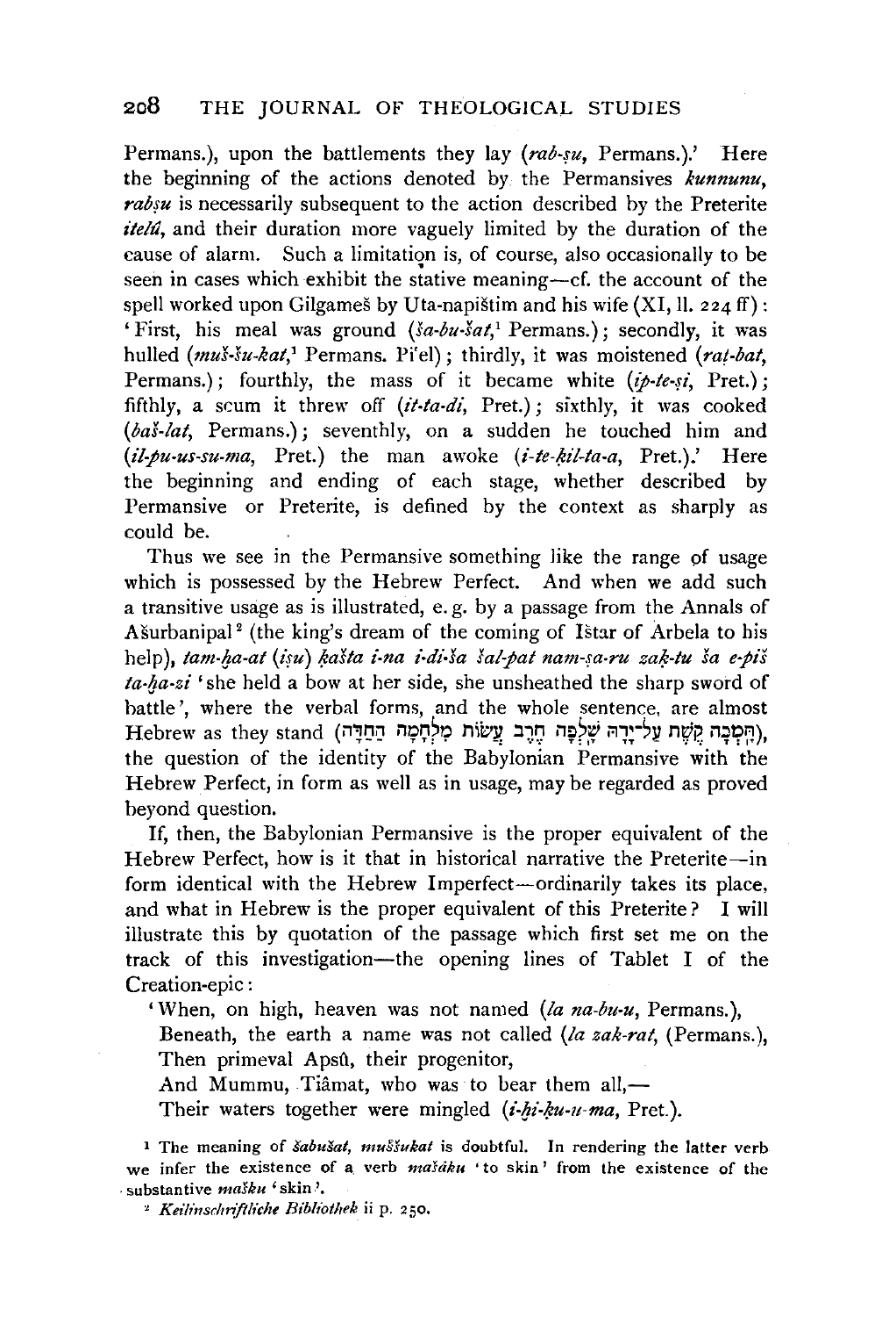Permans.), upon the battlements they lay (*rab-ṣu*, Permans.).' Here the beginning of the actions denoted by the Permansives *kunnunu*, *rabṣu* is necessarily subsequent to the action described by the Preterite *itelû*, and their duration more vaguely limited by the duration of the cause of alarm. Such a limitation is, of course, also occasionally to be seen in cases which exhibit the stative meaning—cf. the account of the spell worked upon Gilgameš by Uta-napištim and his wife (XI, ll. 224 ff): 'First, his meal was ground (*ša-bu-šat*,[1] Permans.); secondly, it was hulled (*muš-šu-kat*,[1] Permans. Pi'el); thirdly, it was moistened (*rat-bat*, Permans.); fourthly, the mass of it became white (*ip-te-ṣi*, Pret.); fifthly, a scum it threw off (*it-ta-di*, Pret.); sixthly, it was cooked (*baš-lat*, Permans.); seventhly, on a sudden he touched him and (*il-pu-us-su-ma*, Pret.) the man awoke (*i-te-ḳil-ta-a*, Pret.).' Here the beginning and ending of each stage, whether described by Permansive or Preterite, is defined by the context as sharply as could be.

Thus we see in the Permansive something like the range of usage which is possessed by the Hebrew Perfect. And when we add such a transitive usage as is illustrated, e. g. by a passage from the Annals of Ašurbanipal[2] (the king's dream of the coming of Ištar of Arbela to his help), *tam-ḫa-at* (*iṣu*) *ḳašta i-na i-di-ša šal-pat nam-ṣa-ru zaḳ-tu ša e-piš ta-ḫa-zi* 'she held a bow at her side, she unsheathed the sharp sword of battle', where the verbal forms, and the whole sentence, are almost Hebrew as they stand (הֲמְכָה קֶשֶׁת עַל־יָדָהּ שָׁלְפָה חֶרֶב עֲשׂוֹת מִלְחָמָה הַחַדָּה), the question of the identity of the Babylonian Permansive with the Hebrew Perfect, in form as well as in usage, may be regarded as proved beyond question.

If, then, the Babylonian Permansive is the proper equivalent of the Hebrew Perfect, how is it that in historical narrative the Preterite—in form identical with the Hebrew Imperfect—ordinarily takes its place, and what in Hebrew is the proper equivalent of this Preterite? I will illustrate this by quotation of the passage which first set me on the track of this investigation—the opening lines of Tablet I of the Creation-epic:

'When, on high, heaven was not named (*la na-bu-u*, Permans.),  
Beneath, the earth a name was not called (*la zak-rat*, (Permans.),  
Then primeval Apsû, their progenitor,  
And Mummu, Tiâmat, who was to bear them all,—  
Their waters together were mingled (*i-ḫi-ḳu-u-ma*, Pret.).

[1] The meaning of *šabušat*, *muššukat* is doubtful. In rendering the latter verb we infer the existence of a verb *mašâku* 'to skin' from the existence of the substantive *mašku* 'skin'.

[2] *Keilinschriftliche Bibliothek* ii p. 250.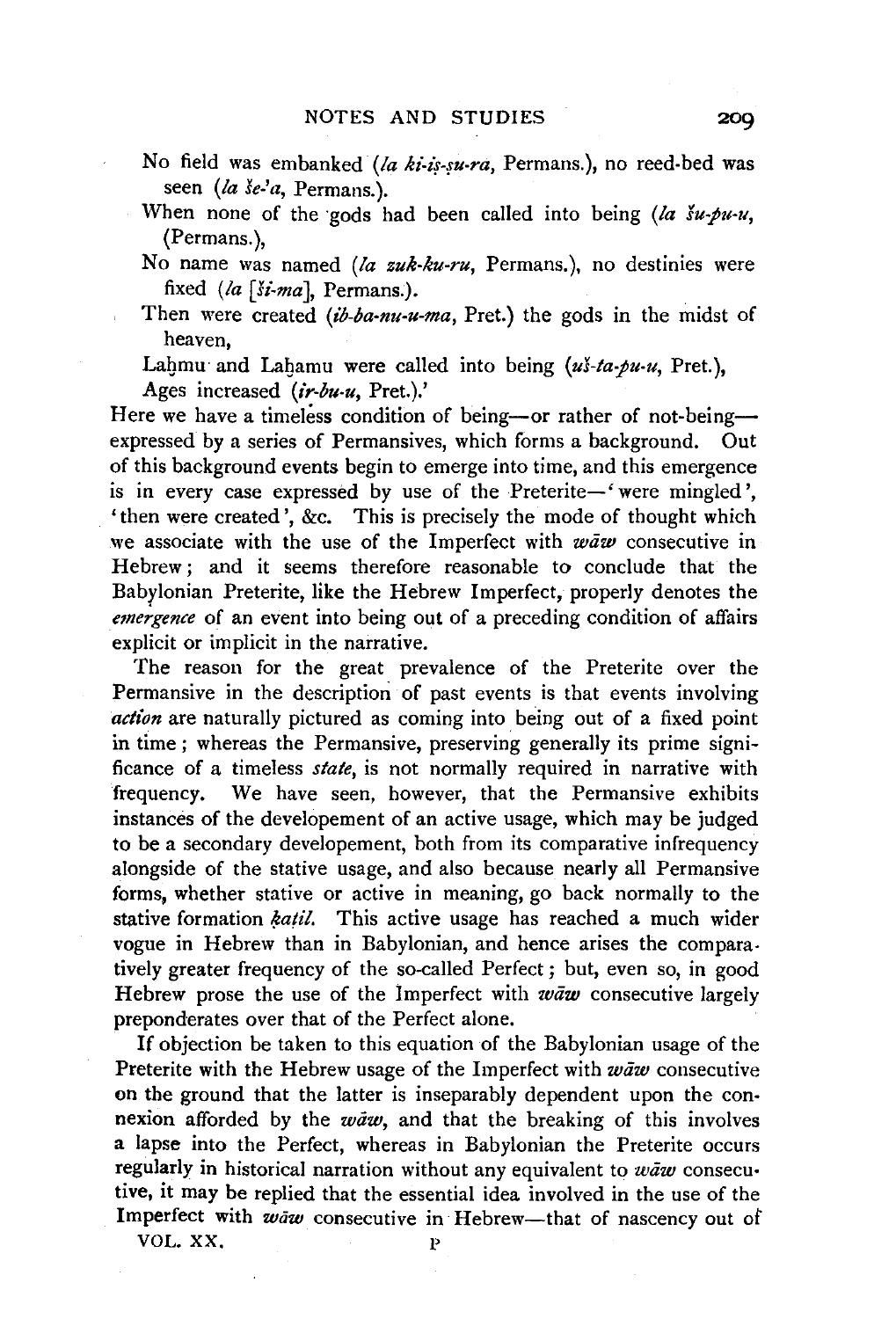No field was embanked (*la ki-iṣ-ṣu-ra*, Permans.), no reed-bed was seen (*la še-'a*, Permans.).

When none of the gods had been called into being (*la šu-pu-u*, (Permans.),

No name was named (*la zuk-ku-ru*, Permans.), no destinies were fixed (*la [ši-ma]*, Permans.).

Then were created (*ib-ba-nu-u-ma*, Pret.) the gods in the midst of heaven,

Laḫmu and Laḫamu were called into being (*uš-ta-pu-u*, Pret.),

Ages increased (*ir-bu-u*, Pret.).'

Here we have a timeless condition of being—or rather of not-being—expressed by a series of Permansives, which forms a background. Out of this background events begin to emerge into time, and this emergence is in every case expressed by use of the Preterite—'were mingled', 'then were created', &c. This is precisely the mode of thought which we associate with the use of the Imperfect with *wāw* consecutive in Hebrew; and it seems therefore reasonable to conclude that the Babylonian Preterite, like the Hebrew Imperfect, properly denotes the *emergence* of an event into being out of a preceding condition of affairs explicit or implicit in the narrative.

The reason for the great prevalence of the Preterite over the Permansive in the description of past events is that events involving *action* are naturally pictured as coming into being out of a fixed point in time; whereas the Permansive, preserving generally its prime significance of a timeless *state*, is not normally required in narrative with frequency. We have seen, however, that the Permansive exhibits instances of the developement of an active usage, which may be judged to be a secondary developement, both from its comparative infrequency alongside of the stative usage, and also because nearly all Permansive forms, whether stative or active in meaning, go back normally to the stative formation *ḳaṭil*. This active usage has reached a much wider vogue in Hebrew than in Babylonian, and hence arises the comparatively greater frequency of the so-called Perfect; but, even so, in good Hebrew prose the use of the Imperfect with *wāw* consecutive largely preponderates over that of the Perfect alone.

If objection be taken to this equation of the Babylonian usage of the Preterite with the Hebrew usage of the Imperfect with *wāw* consecutive on the ground that the latter is inseparably dependent upon the connexion afforded by the *wāw*, and that the breaking of this involves a lapse into the Perfect, whereas in Babylonian the Preterite occurs regularly in historical narration without any equivalent to *wāw* consecutive, it may be replied that the essential idea involved in the use of the Imperfect with *wāw* consecutive in Hebrew—that of nascency out of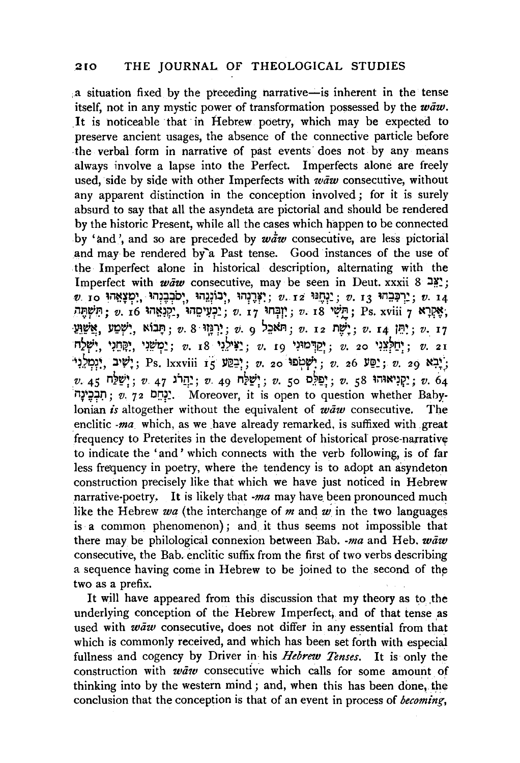a situation fixed by the preceding narrative—is inherent in the tense itself, not in any mystic power of transformation possessed by the *wāw*. It is noticeable that in Hebrew poetry, which may be expected to preserve ancient usages, the absence of the connective particle before the verbal form in narrative of past events does not by any means always involve a lapse into the Perfect. Imperfects alone are freely used, side by side with other Imperfects with *wāw* consecutive, without any apparent distinction in the conception involved; for it is surely absurd to say that all the asyndeta are pictorial and should be rendered by the historic Present, while all the cases which happen to be connected by 'and', and so are preceded by *wāw* consecutive, are less pictorial and may be rendered by a Past tense. Good instances of the use of the Imperfect alone in historical description, alternating with the Imperfect with *wāw* consecutive, may be seen in Deut. xxxii 8 יַצֵּב; *v.* 10 יִמְצָאֵהוּ, יְסֹבְבֶנְהוּ, יְבוֹנְנֵהוּ, יִצְּרֶנְהוּ; *v.* 12 יַנְחֶנּוּ; *v.* 13 יַרְכִּבֵהוּ; *v.* 14 תִּשְׁתֶּה; *v.* 16 יַקְנִאֻהוּ, יַכְעִיסֻהוּ; *v.* 17 יִזְבְּחוּ; *v.* 18 תֶּשִׁי; Ps. xviii 7 אֶקְרָא, אֲשַׁוֵּעַ, יִשְׁמַע, תָּבוֹא; *v.* 8 יִרְגָּזוּ; *v.* 9 תֹּאכֵל; *v.* 12 יָשֶׁת; *v.* 14 יִתֵּן; *v.* 17 יִשְׁלַח, יִקָּחֵנִי, יַמְשֵׁנִי; *v.* 18 יַצִּילֵנִי; *v.* 19 יְקַדְּמוּנִי; *v.* 20 יְחַלְּצֵנִי; *v.* 21 יָשִׁיב, יִגְמְלֵנִי; Ps. lxxviii 15 יְבַקַּע; *v.* 20 יִשְׁטֹפוּ; *v.* 26 יַסַּע; *v.* 29 יָבִא; *v.* 45 יְשַׁלַּח; *v.* 47 יַהֲרֹג; *v.* 49 יְשַׁלַּח; *v.* 50 יְפַלֵּס; *v.* 58 יַקְנִיאוּהוּ; *v.* 64 תִבְכֶּינָה; *v.* 72 יַנְחֵם. Moreover, it is open to question whether Babylonian *is* altogether without the equivalent of *wāw* consecutive. The enclitic *-ma* which, as we have already remarked, is suffixed with great frequency to Preterites in the developement of historical prose-narrative to indicate the 'and' which connects with the verb following, is of far less frequency in poetry, where the tendency is to adopt an asyndeton construction precisely like that which we have just noticed in Hebrew narrative-poetry. It is likely that *-ma* may have been pronounced much like the Hebrew *wa* (the interchange of *m* and *w* in the two languages is a common phenomenon); and it thus seems not impossible that there may be philological connexion between Bab. *-ma* and Heb. *wāw* consecutive, the Bab. enclitic suffix from the first of two verbs describing a sequence having come in Hebrew to be joined to the second of the two as a prefix.

It will have appeared from this discussion that my theory as to the underlying conception of the Hebrew Imperfect, and of that tense as used with *wāw* consecutive, does not differ in any essential from that which is commonly received, and which has been set forth with especial fullness and cogency by Driver in his *Hebrew Tenses*. It is only the construction with *wāw* consecutive which calls for some amount of thinking into by the western mind; and, when this has been done, the conclusion that the conception is that of an event in process of *becoming*,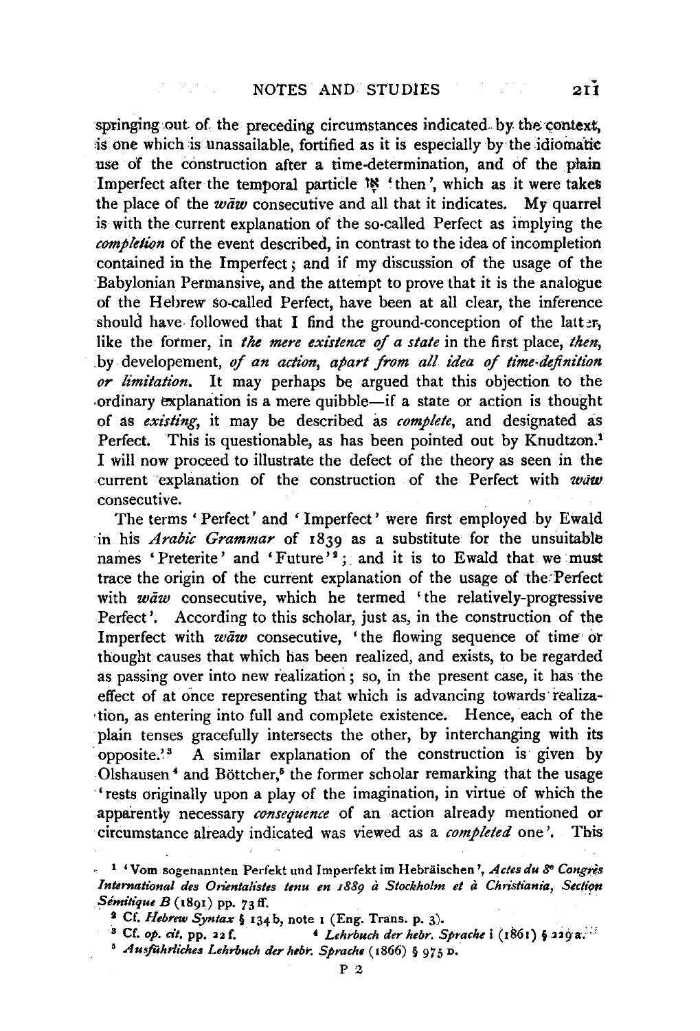springing out of the preceding circumstances indicated by the context, is one which is unassailable, fortified as it is especially by the idiomatic use of the construction after a time-determination, and of the plain Imperfect after the temporal particle אָז 'then', which as it were takes the place of the *wāw* consecutive and all that it indicates. My quarrel is with the current explanation of the so-called Perfect as implying the *completion* of the event described, in contrast to the idea of incompletion contained in the Imperfect; and if my discussion of the usage of the Babylonian Permansive, and the attempt to prove that it is the analogue of the Hebrew so-called Perfect, have been at all clear, the inference should have followed that I find the ground-conception of the latter, like the former, in *the mere existence of a state* in the first place, *then*, by developement, *of an action, apart from all idea of time-definition or limitation.* It may perhaps be argued that this objection to the ordinary explanation is a mere quibble—if a state or action is thought of as *existing*, it may be described as *complete*, and designated as Perfect. This is questionable, as has been pointed out by Knudtzon.[1] I will now proceed to illustrate the defect of the theory as seen in the current explanation of the construction of the Perfect with *wāw* consecutive.

The terms 'Perfect' and 'Imperfect' were first employed by Ewald in his *Arabic Grammar* of 1839 as a substitute for the unsuitable names 'Preterite' and 'Future'[2]; and it is to Ewald that we must trace the origin of the current explanation of the usage of the Perfect with *wāw* consecutive, which he termed 'the relatively-progressive Perfect'. According to this scholar, just as, in the construction of the Imperfect with *wāw* consecutive, 'the flowing sequence of time or thought causes that which has been realized, and exists, to be regarded as passing over into new realization; so, in the present case, it has the effect of at once representing that which is advancing towards realization, as entering into full and complete existence. Hence, each of the plain tenses gracefully intersects the other, by interchanging with its opposite.'[3] A similar explanation of the construction is given by Olshausen[4] and Böttcher,[5] the former scholar remarking that the usage 'rests originally upon a play of the imagination, in virtue of which the apparently necessary *consequence* of an action already mentioned or circumstance already indicated was viewed as a *completed* one'. This

[1] 'Vom sogenannten Perfekt und Imperfekt im Hebräischen', *Actes du 8e Congrès International des Orientalistes tenu en 1889 à Stockholm et à Christiania, Section Sémitique B* (1891) pp. 73 ff.

[2] Cf. *Hebrew Syntax* § 134 b, note 1 (Eng. Trans. p. 3).

[3] Cf. *op. cit.* pp. 22 f.

[4] *Lehrbuch der hebr. Sprache* i (1861) § 229 a.

[5] *Ausführliches Lehrbuch der hebr. Sprache* (1866) § 975 D.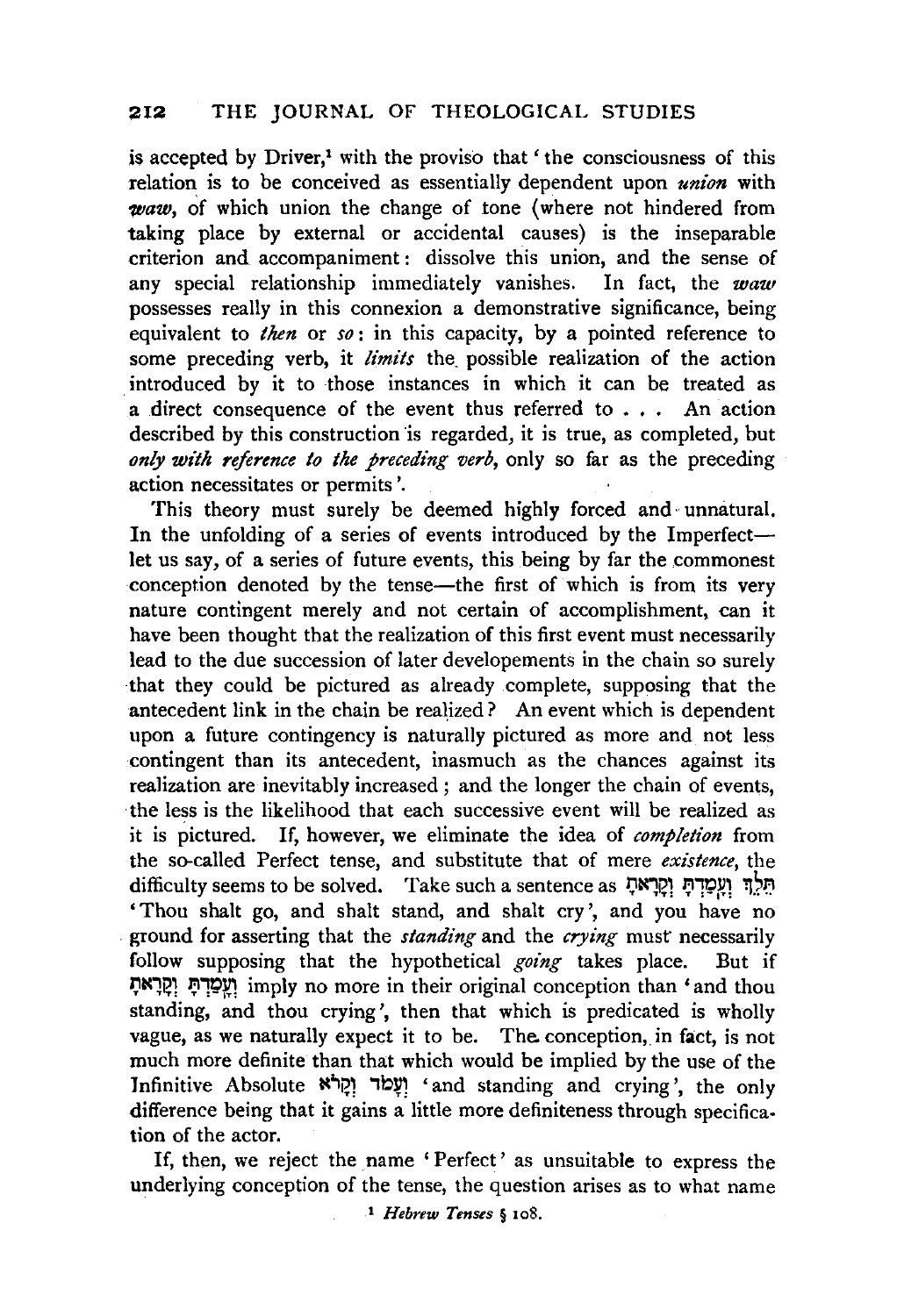is accepted by Driver,[1] with the proviso that 'the consciousness of this relation is to be conceived as essentially dependent upon *union* with *waw*, of which union the change of tone (where not hindered from taking place by external or accidental causes) is the inseparable criterion and accompaniment: dissolve this union, and the sense of any special relationship immediately vanishes. In fact, the *waw* possesses really in this connexion a demonstrative significance, being equivalent to *then* or *so*: in this capacity, by a pointed reference to some preceding verb, it *limits* the possible realization of the action introduced by it to those instances in which it can be treated as a direct consequence of the event thus referred to . . . An action described by this construction is regarded, it is true, as completed, but *only with reference to the preceding verb*, only so far as the preceding action necessitates or permits'.

This theory must surely be deemed highly forced and unnatural. In the unfolding of a series of events introduced by the Imperfect—let us say, of a series of future events, this being by far the commonest conception denoted by the tense—the first of which is from its very nature contingent merely and not certain of accomplishment, can it have been thought that the realization of this first event must necessarily lead to the due succession of later developements in the chain so surely that they could be pictured as already complete, supposing that the antecedent link in the chain be realized? An event which is dependent upon a future contingency is naturally pictured as more and not less contingent than its antecedent, inasmuch as the chances against its realization are inevitably increased; and the longer the chain of events, the less is the likelihood that each successive event will be realized as it is pictured. If, however, we eliminate the idea of *completion* from the so-called Perfect tense, and substitute that of mere *existence*, the difficulty seems to be solved. Take such a sentence as תֵּלֵךְ וְעָמַדְתָּ וְקָרָאתָ 'Thou shalt go, and shalt stand, and shalt cry', and you have no ground for asserting that the *standing* and the *crying* must necessarily follow supposing that the hypothetical *going* takes place. But if וְעָמַדְתָּ וְקָרָאתָ imply no more in their original conception than 'and thou standing, and thou crying', then that which is predicated is wholly vague, as we naturally expect it to be. The conception, in fact, is not much more definite than that which would be implied by the use of the Infinitive Absolute וְעָמֹד וְקָרֹא 'and standing and crying', the only difference being that it gains a little more definiteness through specification of the actor.

If, then, we reject the name 'Perfect' as unsuitable to express the underlying conception of the tense, the question arises as to what name

[1] *Hebrew Tenses* § 108.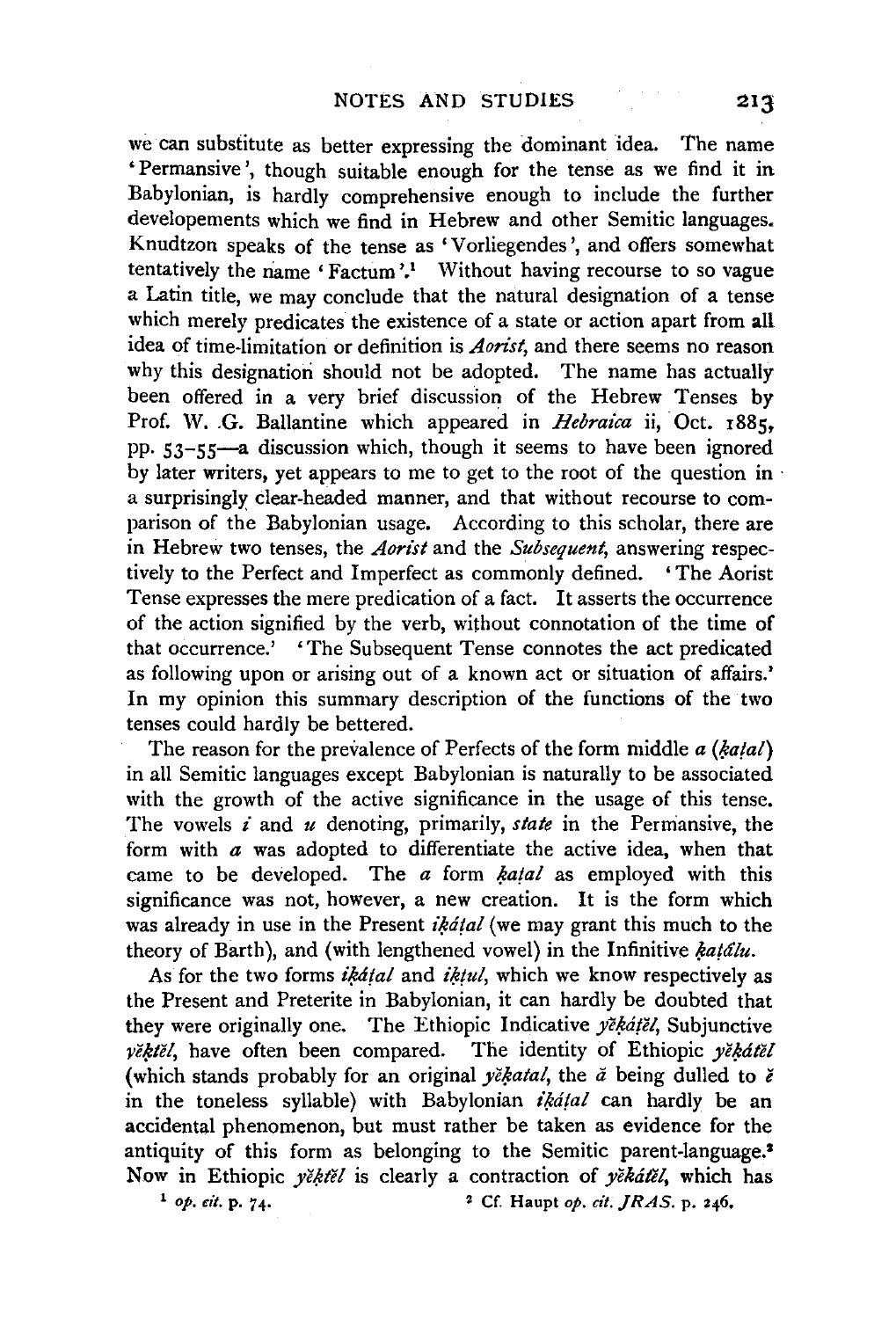we can substitute as better expressing the dominant idea. The name 'Permansive', though suitable enough for the tense as we find it in Babylonian, is hardly comprehensive enough to include the further developements which we find in Hebrew and other Semitic languages. Knudtzon speaks of the tense as 'Vorliegendes', and offers somewhat tentatively the name 'Factum'.[1] Without having recourse to so vague a Latin title, we may conclude that the natural designation of a tense which merely predicates the existence of a state or action apart from all idea of time-limitation or definition is *Aorist*, and there seems no reason why this designation should not be adopted. The name has actually been offered in a very brief discussion of the Hebrew Tenses by Prof. W. G. Ballantine which appeared in *Hebraica* ii, Oct. 1885, pp. 53–55—a discussion which, though it seems to have been ignored by later writers, yet appears to me to get to the root of the question in a surprisingly clear-headed manner, and that without recourse to comparison of the Babylonian usage. According to this scholar, there are in Hebrew two tenses, the *Aorist* and the *Subsequent*, answering respectively to the Perfect and Imperfect as commonly defined. 'The Aorist Tense expresses the mere predication of a fact. It asserts the occurrence of the action signified by the verb, without connotation of the time of that occurrence.' 'The Subsequent Tense connotes the act predicated as following upon or arising out of a known act or situation of affairs.' In my opinion this summary description of the functions of the two tenses could hardly be bettered.

The reason for the prevalence of Perfects of the form middle *a* (*ḳaṭal*) in all Semitic languages except Babylonian is naturally to be associated with the growth of the active significance in the usage of this tense. The vowels *i* and *u* denoting, primarily, *state* in the Permansive, the form with *a* was adopted to differentiate the active idea, when that came to be developed. The *a* form *ḳaṭal* as employed with this significance was not, however, a new creation. It is the form which was already in use in the Present *iḳáṭal* (we may grant this much to the theory of Barth), and (with lengthened vowel) in the Infinitive *ḳaṭâlu*.

As for the two forms *iḳáṭal* and *iḳṭul*, which we know respectively as the Present and Preterite in Babylonian, it can hardly be doubted that they were originally one. The Ethiopic Indicative *yĕḳáṭĕl*, Subjunctive *yĕḳṭĕl*, have often been compared. The identity of Ethiopic *yĕḳáṭĕl* (which stands probably for an original *yĕḳatal*, the *ă* being dulled to *ĕ* in the toneless syllable) with Babylonian *iḳáṭal* can hardly be an accidental phenomenon, but must rather be taken as evidence for the antiquity of this form as belonging to the Semitic parent-language.[2] Now in Ethiopic *yĕḳṭĕl* is clearly a contraction of *yĕḳáṭĕl*, which has

[1] *op. cit.* p. 74.

[2] Cf. Haupt *op. cit. JRAS.* p. 246.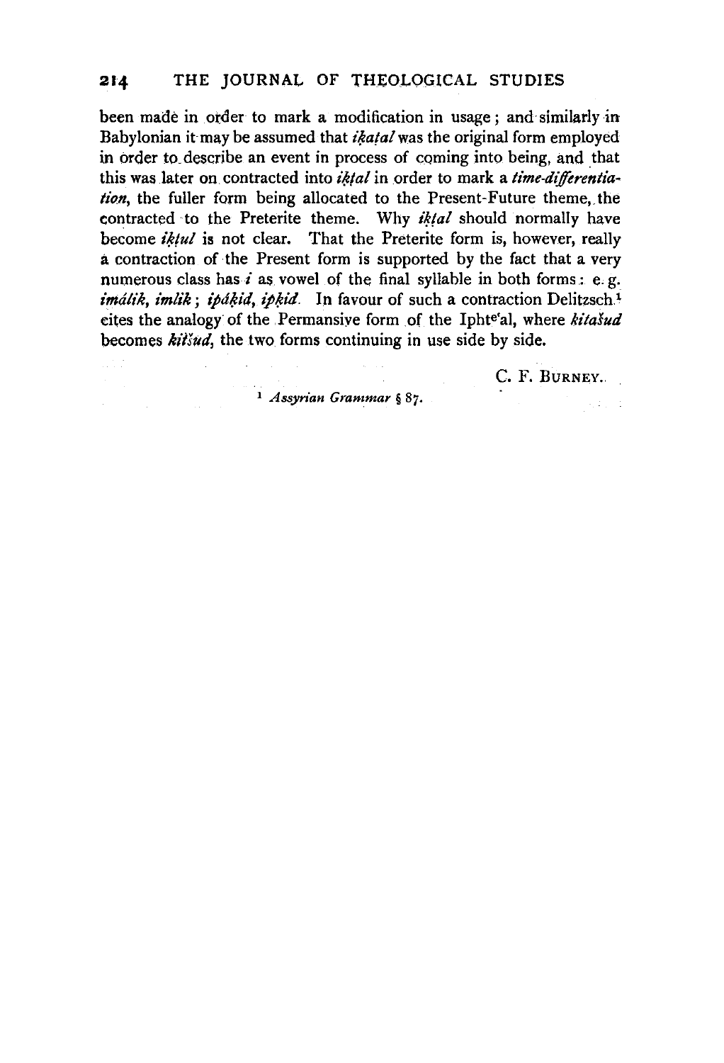been made in order to mark a modification in usage; and similarly in Babylonian it may be assumed that *iḳaṭal* was the original form employed in order to describe an event in process of coming into being, and that this was later on contracted into *iḳṭal* in order to mark a *time-differentiation*, the fuller form being allocated to the Present-Future theme, the contracted to the Preterite theme. Why *iḳṭal* should normally have become *iḳṭul* is not clear. That the Preterite form is, however, really a contraction of the Present form is supported by the fact that a very numerous class has *i* as vowel of the final syllable in both forms: e. g. *imálik, imlik*; *ipáḳid, ipḳid*. In favour of such a contraction Delitzsch[1] cites the analogy of the Permansive form of the Iphteʿal, where *kitašud* becomes *kitšud*, the two forms continuing in use side by side.

C. F. BURNEY.

[1] *Assyrian Grammar* § 87.